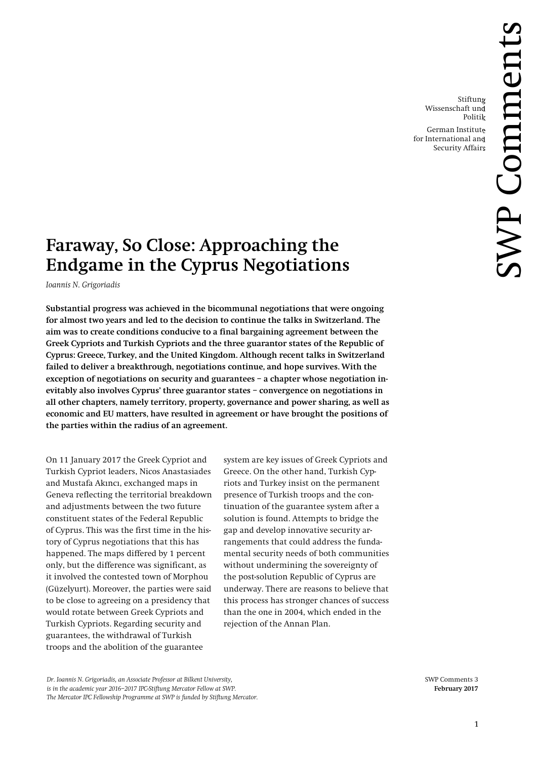Stiftung Wissenschaft und Politik

German Institute for International and Security Affairs

SWP Comments

# Faraway, So Close: Approaching the Endgame in the Cyprus Negotiations

*Ioannis N. Grigoriadis*

**Substantial progress was achieved in the bicommunal negotiations that were ongoing for almost two years and led to the decision to continue the talks in Switzerland. The aim was to create conditions conducive to a final bargaining agreement between the Greek Cypriots and Turkish Cypriots and the three guarantor states of the Republic of Cyprus: Greece, Turkey, and the United Kingdom. Although recent talks in Switzerland failed to deliver a breakthrough, negotiations continue, and hope survives. With the exception of negotiations on security and guarantees – a chapter whose negotiation inevitably also involves Cyprus' three guarantor states – convergence on negotiations in all other chapters, namely territory, property, governance and power sharing, as well as economic and EU matters, have resulted in agreement or have brought the positions of the parties within the radius of an agreement.**

On 11 January 2017 the Greek Cypriot and Turkish Cypriot leaders, Nicos Anastasiades and Mustafa Akıncı, exchanged maps in Geneva reflecting the territorial breakdown and adjustments between the two future constituent states of the Federal Republic of Cyprus. This was the first time in the history of Cyprus negotiations that this has happened. The maps differed by 1 percent only, but the difference was significant, as it involved the contested town of Morphou (Güzelyurt). Moreover, the parties were said to be close to agreeing on a presidency that would rotate between Greek Cypriots and Turkish Cypriots. Regarding security and guarantees, the withdrawal of Turkish troops and the abolition of the guarantee system are key issues of Greek Cypriots and Greece. On the other hand, Turkish Cypriots and Turkey insist on the permanent presence of Turkish troops and the continuation of the guarantee system after a solution is found. Attempts to bridge the gap and develop innovative security arrangements that could address the fundamental security needs of both communities without undermining the sovereignty of the post-solution Republic of Cyprus are underway. There are reasons to believe that this process has stronger chances of success than the one in 2004, which ended in the rejection of the Annan Plan.

*Dr. Ioannis N. Grigoriadis, an Associate Professor at Bilkent University, is in the academic year 2016–2017 IPC-Stiftung Mercator Fellow at SWP. The Mercator IPC Fellowship Programme at SWP is funded by Stiftung Mercator.*

SWP Comments 3
**February 2017**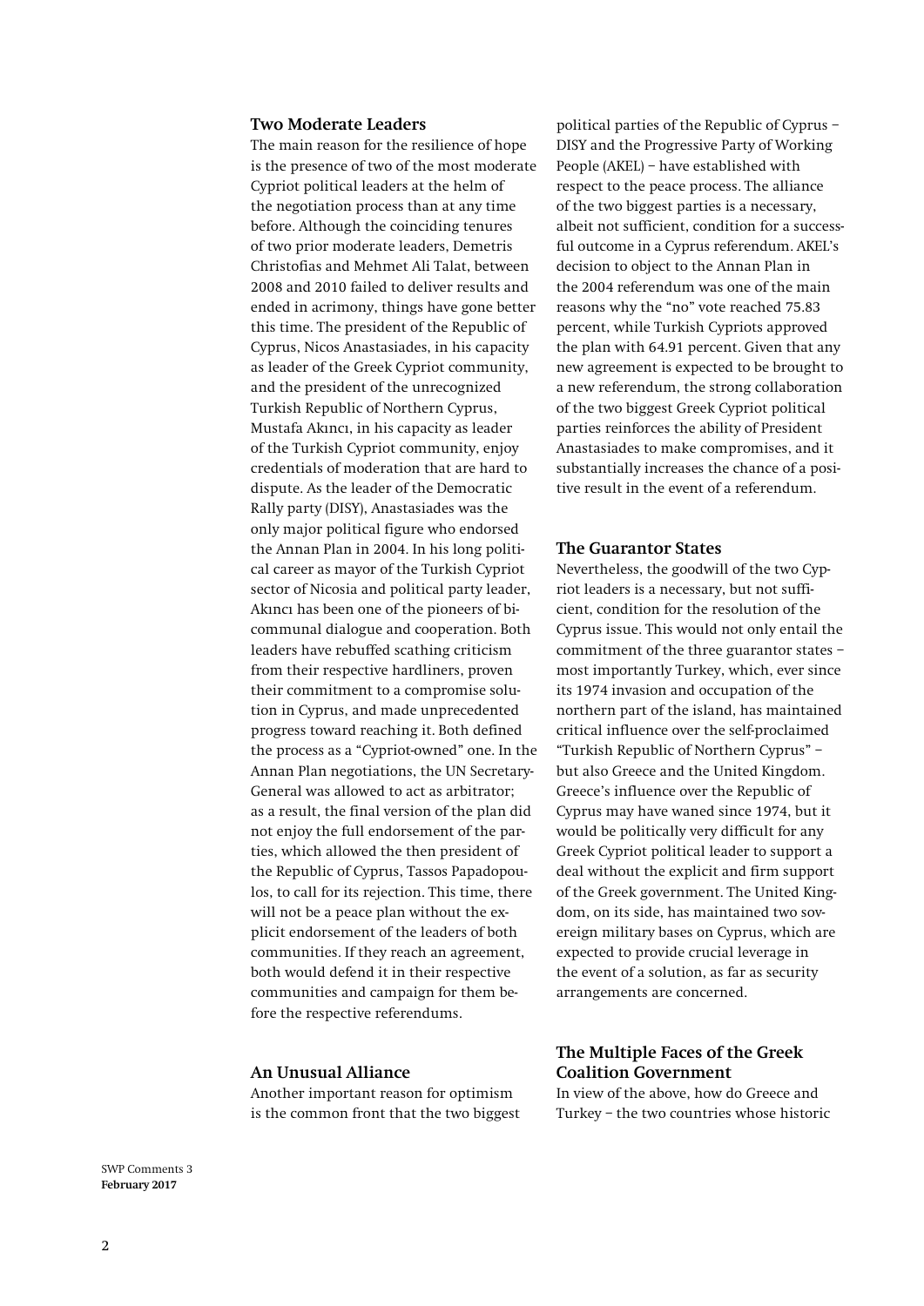## Two Moderate Leaders

The main reason for the resilience of hope is the presence of two of the most moderate Cypriot political leaders at the helm of the negotiation process than at any time before. Although the coinciding tenures of two prior moderate leaders, Demetris Christofias and Mehmet Ali Talat, between 2008 and 2010 failed to deliver results and ended in acrimony, things have gone better this time. The president of the Republic of Cyprus, Nicos Anastasiades, in his capacity as leader of the Greek Cypriot community, and the president of the unrecognized Turkish Republic of Northern Cyprus, Mustafa Akıncı, in his capacity as leader of the Turkish Cypriot community, enjoy credentials of moderation that are hard to dispute. As the leader of the Democratic Rally party (DISY), Anastasiades was the only major political figure who endorsed the Annan Plan in 2004. In his long political career as mayor of the Turkish Cypriot sector of Nicosia and political party leader, Akıncı has been one of the pioneers of bicommunal dialogue and cooperation. Both leaders have rebuffed scathing criticism from their respective hardliners, proven their commitment to a compromise solution in Cyprus, and made unprecedented progress toward reaching it. Both defined the process as a "Cypriot-owned" one. In the Annan Plan negotiations, the UN Secretary-General was allowed to act as arbitrator; as a result, the final version of the plan did not enjoy the full endorsement of the parties, which allowed the then president of the Republic of Cyprus, Tassos Papadopoulos, to call for its rejection. This time, there will not be a peace plan without the explicit endorsement of the leaders of both communities. If they reach an agreement, both would defend it in their respective communities and campaign for them before the respective referendums.

## An Unusual Alliance

Another important reason for optimism is the common front that the two biggest political parties of the Republic of Cyprus – DISY and the Progressive Party of Working People (AKEL) – have established with respect to the peace process. The alliance of the two biggest parties is a necessary, albeit not sufficient, condition for a successful outcome in a Cyprus referendum. AKEL's decision to object to the Annan Plan in the 2004 referendum was one of the main reasons why the "no" vote reached 75.83 percent, while Turkish Cypriots approved the plan with 64.91 percent. Given that any new agreement is expected to be brought to a new referendum, the strong collaboration of the two biggest Greek Cypriot political parties reinforces the ability of President Anastasiades to make compromises, and it substantially increases the chance of a positive result in the event of a referendum.

## The Guarantor States

Nevertheless, the goodwill of the two Cypriot leaders is a necessary, but not sufficient, condition for the resolution of the Cyprus issue. This would not only entail the commitment of the three guarantor states – most importantly Turkey, which, ever since its 1974 invasion and occupation of the northern part of the island, has maintained critical influence over the self-proclaimed "Turkish Republic of Northern Cyprus" – but also Greece and the United Kingdom. Greece's influence over the Republic of Cyprus may have waned since 1974, but it would be politically very difficult for any Greek Cypriot political leader to support a deal without the explicit and firm support of the Greek government. The United Kingdom, on its side, has maintained two sovereign military bases on Cyprus, which are expected to provide crucial leverage in the event of a solution, as far as security arrangements are concerned.

## The Multiple Faces of the Greek Coalition Government

In view of the above, how do Greece and Turkey – the two countries whose historic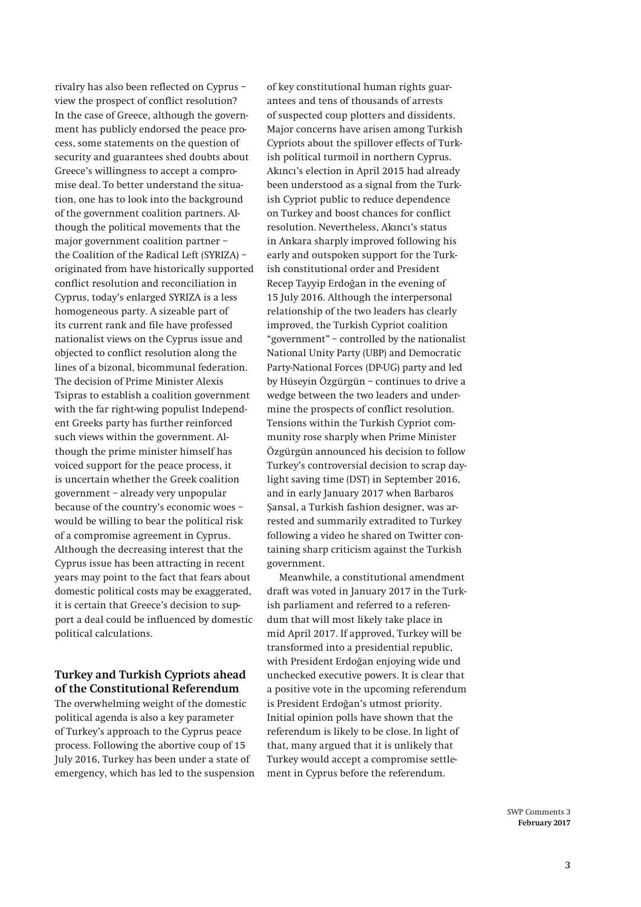rivalry has also been reflected on Cyprus – view the prospect of conflict resolution? In the case of Greece, although the government has publicly endorsed the peace process, some statements on the question of security and guarantees shed doubts about Greece's willingness to accept a compromise deal. To better understand the situation, one has to look into the background of the government coalition partners. Although the political movements that the major government coalition partner – the Coalition of the Radical Left (SYRIZA) – originated from have historically supported conflict resolution and reconciliation in Cyprus, today's enlarged SYRIZA is a less homogeneous party. A sizeable part of its current rank and file have professed nationalist views on the Cyprus issue and objected to conflict resolution along the lines of a bizonal, bicommunal federation. The decision of Prime Minister Alexis Tsipras to establish a coalition government with the far right-wing populist Independent Greeks party has further reinforced such views within the government. Although the prime minister himself has voiced support for the peace process, it is uncertain whether the Greek coalition government – already very unpopular because of the country's economic woes – would be willing to bear the political risk of a compromise agreement in Cyprus. Although the decreasing interest that the Cyprus issue has been attracting in recent years may point to the fact that fears about domestic political costs may be exaggerated, it is certain that Greece's decision to support a deal could be influenced by domestic political calculations.

## Turkey and Turkish Cypriots ahead of the Constitutional Referendum

The overwhelming weight of the domestic political agenda is also a key parameter of Turkey's approach to the Cyprus peace process. Following the abortive coup of 15 July 2016, Turkey has been under a state of emergency, which has led to the suspension of key constitutional human rights guarantees and tens of thousands of arrests of suspected coup plotters and dissidents. Major concerns have arisen among Turkish Cypriots about the spillover effects of Turkish political turmoil in northern Cyprus. Akıncı's election in April 2015 had already been understood as a signal from the Turkish Cypriot public to reduce dependence on Turkey and boost chances for conflict resolution. Nevertheless, Akıncı's status in Ankara sharply improved following his early and outspoken support for the Turkish constitutional order and President Recep Tayyip Erdoğan in the evening of 15 July 2016. Although the interpersonal relationship of the two leaders has clearly improved, the Turkish Cypriot coalition "government" – controlled by the nationalist National Unity Party (UBP) and Democratic Party-National Forces (DP-UG) party and led by Hüseyin Özgürgün – continues to drive a wedge between the two leaders and undermine the prospects of conflict resolution. Tensions within the Turkish Cypriot community rose sharply when Prime Minister Özgürgün announced his decision to follow Turkey's controversial decision to scrap daylight saving time (DST) in September 2016, and in early January 2017 when Barbaros Şansal, a Turkish fashion designer, was arrested and summarily extradited to Turkey following a video he shared on Twitter containing sharp criticism against the Turkish government.

Meanwhile, a constitutional amendment draft was voted in January 2017 in the Turkish parliament and referred to a referendum that will most likely take place in mid April 2017. If approved, Turkey will be transformed into a presidential republic, with President Erdoğan enjoying wide und unchecked executive powers. It is clear that a positive vote in the upcoming referendum is President Erdoğan's utmost priority. Initial opinion polls have shown that the referendum is likely to be close. In light of that, many argued that it is unlikely that Turkey would accept a compromise settlement in Cyprus before the referendum.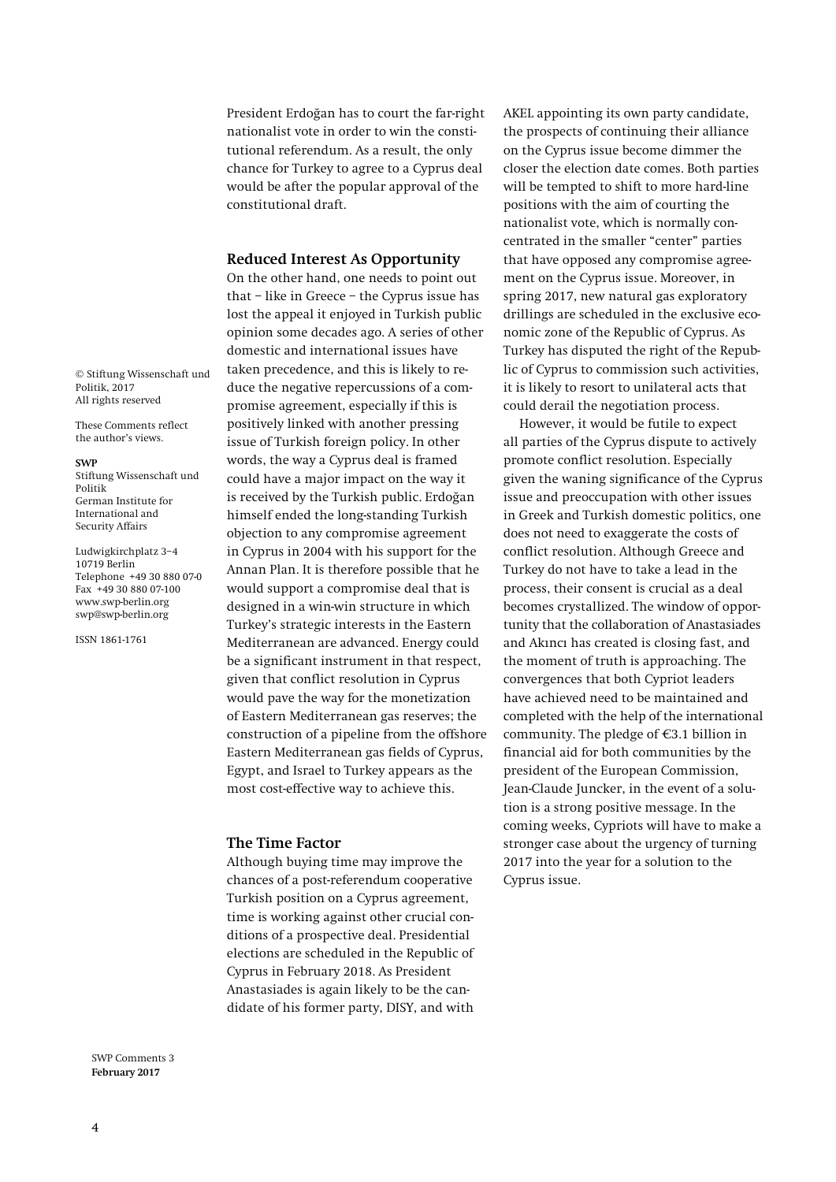President Erdoğan has to court the far-right nationalist vote in order to win the constitutional referendum. As a result, the only chance for Turkey to agree to a Cyprus deal would be after the popular approval of the constitutional draft.

## Reduced Interest As Opportunity

On the other hand, one needs to point out that – like in Greece – the Cyprus issue has lost the appeal it enjoyed in Turkish public opinion some decades ago. A series of other domestic and international issues have taken precedence, and this is likely to reduce the negative repercussions of a compromise agreement, especially if this is positively linked with another pressing issue of Turkish foreign policy. In other words, the way a Cyprus deal is framed could have a major impact on the way it is received by the Turkish public. Erdoğan himself ended the long-standing Turkish objection to any compromise agreement in Cyprus in 2004 with his support for the Annan Plan. It is therefore possible that he would support a compromise deal that is designed in a win-win structure in which Turkey's strategic interests in the Eastern Mediterranean are advanced. Energy could be a significant instrument in that respect, given that conflict resolution in Cyprus would pave the way for the monetization of Eastern Mediterranean gas reserves; the construction of a pipeline from the offshore Eastern Mediterranean gas fields of Cyprus, Egypt, and Israel to Turkey appears as the most cost-effective way to achieve this.

## The Time Factor

Although buying time may improve the chances of a post-referendum cooperative Turkish position on a Cyprus agreement, time is working against other crucial conditions of a prospective deal. Presidential elections are scheduled in the Republic of Cyprus in February 2018. As President Anastasiades is again likely to be the candidate of his former party, DISY, and with AKEL appointing its own party candidate, the prospects of continuing their alliance on the Cyprus issue become dimmer the closer the election date comes. Both parties will be tempted to shift to more hard-line positions with the aim of courting the nationalist vote, which is normally concentrated in the smaller "center" parties that have opposed any compromise agreement on the Cyprus issue. Moreover, in spring 2017, new natural gas exploratory drillings are scheduled in the exclusive economic zone of the Republic of Cyprus. As Turkey has disputed the right of the Republic of Cyprus to commission such activities, it is likely to resort to unilateral acts that could derail the negotiation process.

However, it would be futile to expect all parties of the Cyprus dispute to actively promote conflict resolution. Especially given the waning significance of the Cyprus issue and preoccupation with other issues in Greek and Turkish domestic politics, one does not need to exaggerate the costs of conflict resolution. Although Greece and Turkey do not have to take a lead in the process, their consent is crucial as a deal becomes crystallized. The window of opportunity that the collaboration of Anastasiades and Akıncı has created is closing fast, and the moment of truth is approaching. The convergences that both Cypriot leaders have achieved need to be maintained and completed with the help of the international community. The pledge of €3.1 billion in financial aid for both communities by the president of the European Commission, Jean-Claude Juncker, in the event of a solution is a strong positive message. In the coming weeks, Cypriots will have to make a stronger case about the urgency of turning 2017 into the year for a solution to the Cyprus issue.

© Stiftung Wissenschaft und Politik, 2017
All rights reserved

These Comments reflect the author's views.

**SWP**
Stiftung Wissenschaft und Politik
German Institute for International and Security Affairs

Ludwigkirchplatz 3–4
10719 Berlin
Telephone +49 30 880 07-0
Fax +49 30 880 07-100
www.swp-berlin.org
swp@swp-berlin.org

ISSN 1861-1761